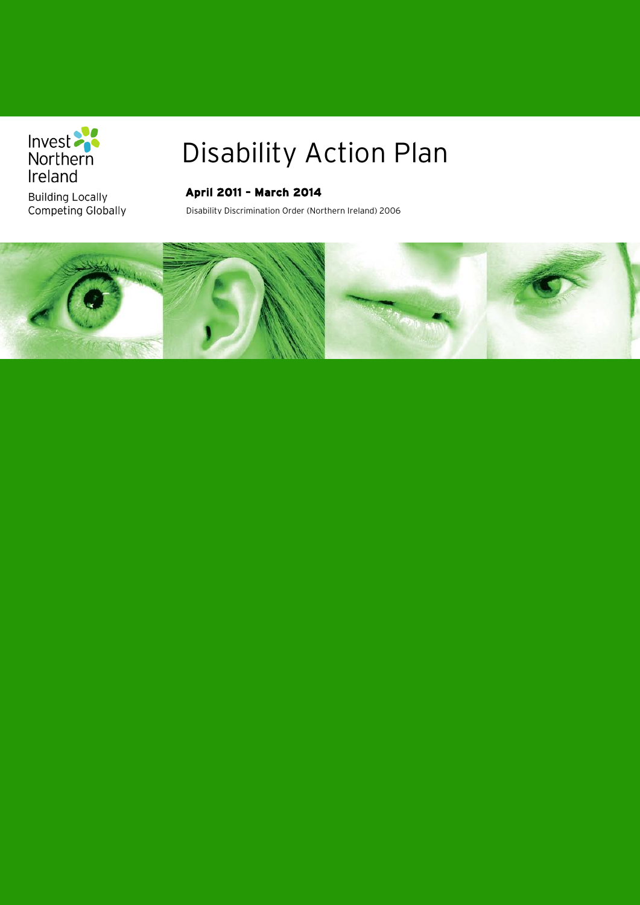Invest Northern Ireland

Building Locally
Competing Globally

# Disability Action Plan

**April 2011 – March 2014**

Disability Discrimination Order (Northern Ireland) 2006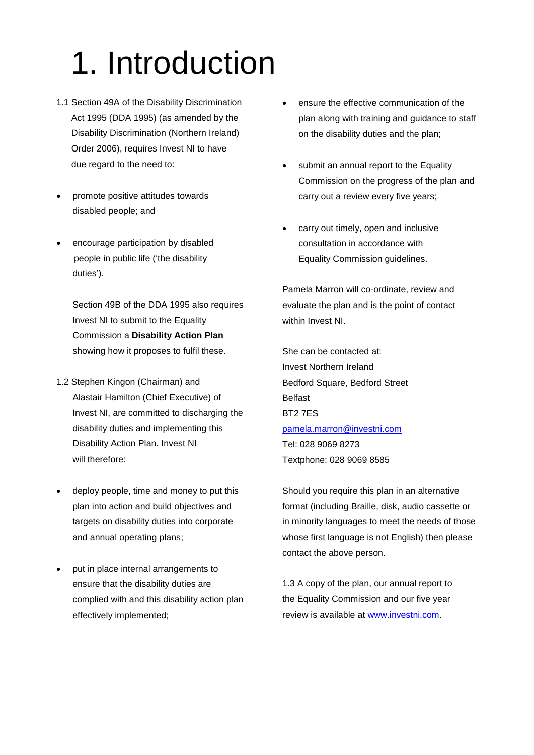# 1. Introduction

1.1 Section 49A of the Disability Discrimination Act 1995 (DDA 1995) (as amended by the Disability Discrimination (Northern Ireland) Order 2006), requires Invest NI to have due regard to the need to:

- promote positive attitudes towards disabled people; and
- encourage participation by disabled people in public life ('the disability duties').

Section 49B of the DDA 1995 also requires Invest NI to submit to the Equality Commission a **Disability Action Plan** showing how it proposes to fulfil these.

1.2 Stephen Kingon (Chairman) and Alastair Hamilton (Chief Executive) of Invest NI, are committed to discharging the disability duties and implementing this Disability Action Plan. Invest NI will therefore:

- deploy people, time and money to put this plan into action and build objectives and targets on disability duties into corporate and annual operating plans;
- put in place internal arrangements to ensure that the disability duties are complied with and this disability action plan effectively implemented;
- ensure the effective communication of the plan along with training and guidance to staff on the disability duties and the plan;
- submit an annual report to the Equality Commission on the progress of the plan and carry out a review every five years;
- carry out timely, open and inclusive consultation in accordance with Equality Commission guidelines.

Pamela Marron will co-ordinate, review and evaluate the plan and is the point of contact within Invest NI.

She can be contacted at:
Invest Northern Ireland
Bedford Square, Bedford Street
Belfast
BT2 7ES
pamela.marron@investni.com
Tel: 028 9069 8273
Textphone: 028 9069 8585

Should you require this plan in an alternative format (including Braille, disk, audio cassette or in minority languages to meet the needs of those whose first language is not English) then please contact the above person.

1.3 A copy of the plan, our annual report to the Equality Commission and our five year review is available at www.investni.com.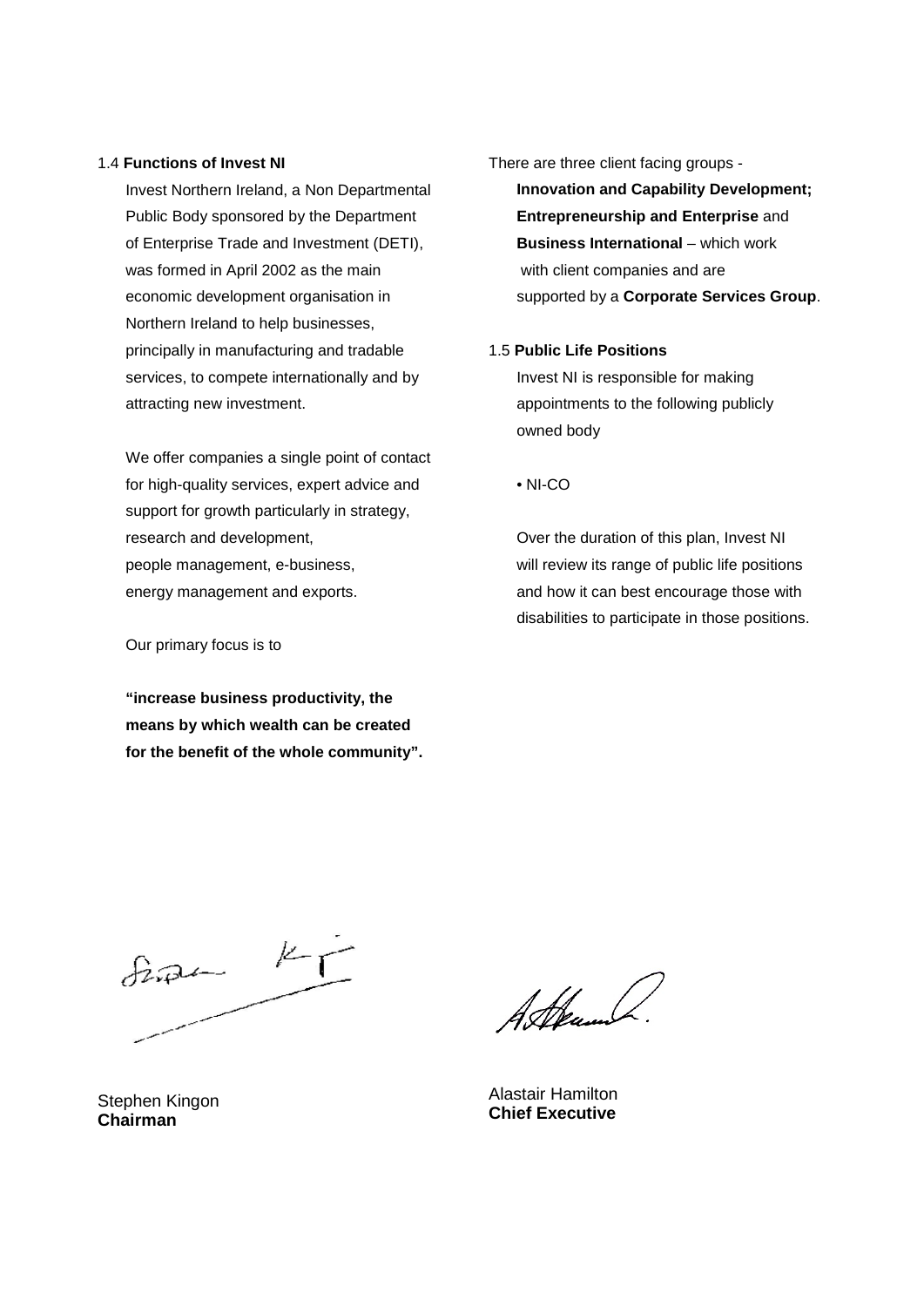### 1.4 **Functions of Invest NI**

Invest Northern Ireland, a Non Departmental Public Body sponsored by the Department of Enterprise Trade and Investment (DETI), was formed in April 2002 as the main economic development organisation in Northern Ireland to help businesses, principally in manufacturing and tradable services, to compete internationally and by attracting new investment.

We offer companies a single point of contact for high-quality services, expert advice and support for growth particularly in strategy, research and development, people management, e-business, energy management and exports.

Our primary focus is to

**"increase business productivity, the means by which wealth can be created for the benefit of the whole community".**

There are three client facing groups - **Innovation and Capability Development; Entrepreneurship and Enterprise** and **Business International** – which work with client companies and are supported by a **Corporate Services Group**.

### 1.5 **Public Life Positions**

Invest NI is responsible for making appointments to the following publicly owned body

- NI-CO

Over the duration of this plan, Invest NI will review its range of public life positions and how it can best encourage those with disabilities to participate in those positions.

Stephen Kingon
**Chairman**

Alastair Hamilton
**Chief Executive**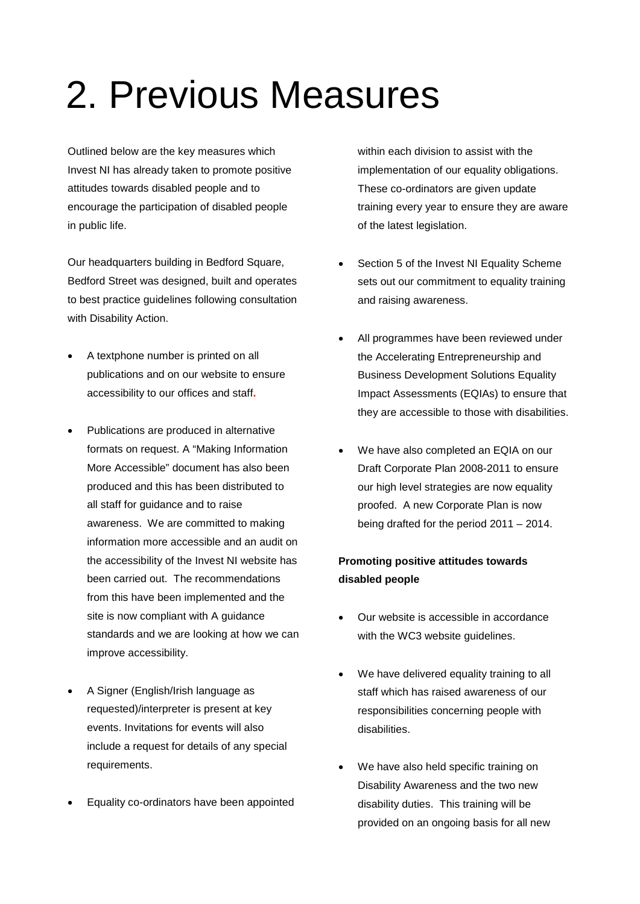# 2. Previous Measures

Outlined below are the key measures which Invest NI has already taken to promote positive attitudes towards disabled people and to encourage the participation of disabled people in public life.

Our headquarters building in Bedford Square, Bedford Street was designed, built and operates to best practice guidelines following consultation with Disability Action.

- A textphone number is printed on all publications and on our website to ensure accessibility to our offices and staff.
- Publications are produced in alternative formats on request. A "Making Information More Accessible" document has also been produced and this has been distributed to all staff for guidance and to raise awareness. We are committed to making information more accessible and an audit on the accessibility of the Invest NI website has been carried out. The recommendations from this have been implemented and the site is now compliant with A guidance standards and we are looking at how we can improve accessibility.
- A Signer (English/Irish language as requested)/interpreter is present at key events. Invitations for events will also include a request for details of any special requirements.
- Equality co-ordinators have been appointed within each division to assist with the implementation of our equality obligations. These co-ordinators are given update training every year to ensure they are aware of the latest legislation.
- Section 5 of the Invest NI Equality Scheme sets out our commitment to equality training and raising awareness.
- All programmes have been reviewed under the Accelerating Entrepreneurship and Business Development Solutions Equality Impact Assessments (EQIAs) to ensure that they are accessible to those with disabilities.
- We have also completed an EQIA on our Draft Corporate Plan 2008-2011 to ensure our high level strategies are now equality proofed. A new Corporate Plan is now being drafted for the period 2011 – 2014.

**Promoting positive attitudes towards disabled people**

- Our website is accessible in accordance with the WC3 website guidelines.
- We have delivered equality training to all staff which has raised awareness of our responsibilities concerning people with disabilities.
- We have also held specific training on Disability Awareness and the two new disability duties. This training will be provided on an ongoing basis for all new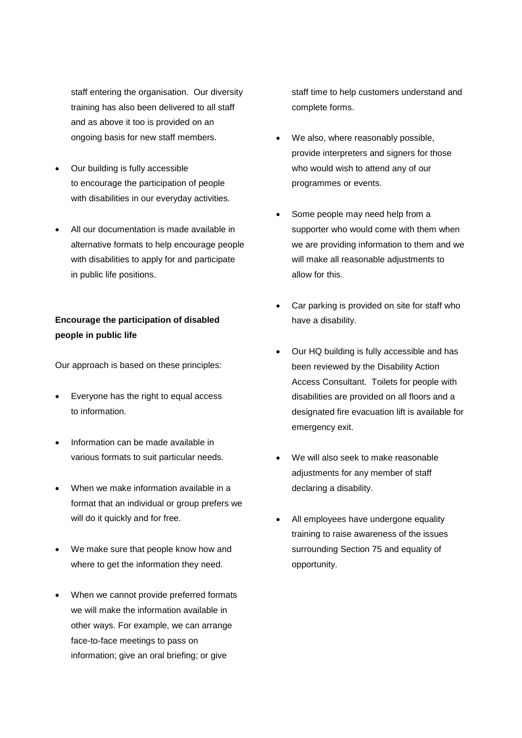staff entering the organisation. Our diversity training has also been delivered to all staff and as above it too is provided on an ongoing basis for new staff members.

- Our building is fully accessible to encourage the participation of people with disabilities in our everyday activities.
- All our documentation is made available in alternative formats to help encourage people with disabilities to apply for and participate in public life positions.

**Encourage the participation of disabled people in public life**

Our approach is based on these principles:

- Everyone has the right to equal access to information.
- Information can be made available in various formats to suit particular needs.
- When we make information available in a format that an individual or group prefers we will do it quickly and for free.
- We make sure that people know how and where to get the information they need.
- When we cannot provide preferred formats we will make the information available in other ways. For example, we can arrange face-to-face meetings to pass on information; give an oral briefing; or give staff time to help customers understand and complete forms.
- We also, where reasonably possible, provide interpreters and signers for those who would wish to attend any of our programmes or events.
- Some people may need help from a supporter who would come with them when we are providing information to them and we will make all reasonable adjustments to allow for this.
- Car parking is provided on site for staff who have a disability.
- Our HQ building is fully accessible and has been reviewed by the Disability Action Access Consultant. Toilets for people with disabilities are provided on all floors and a designated fire evacuation lift is available for emergency exit.
- We will also seek to make reasonable adjustments for any member of staff declaring a disability.
- All employees have undergone equality training to raise awareness of the issues surrounding Section 75 and equality of opportunity.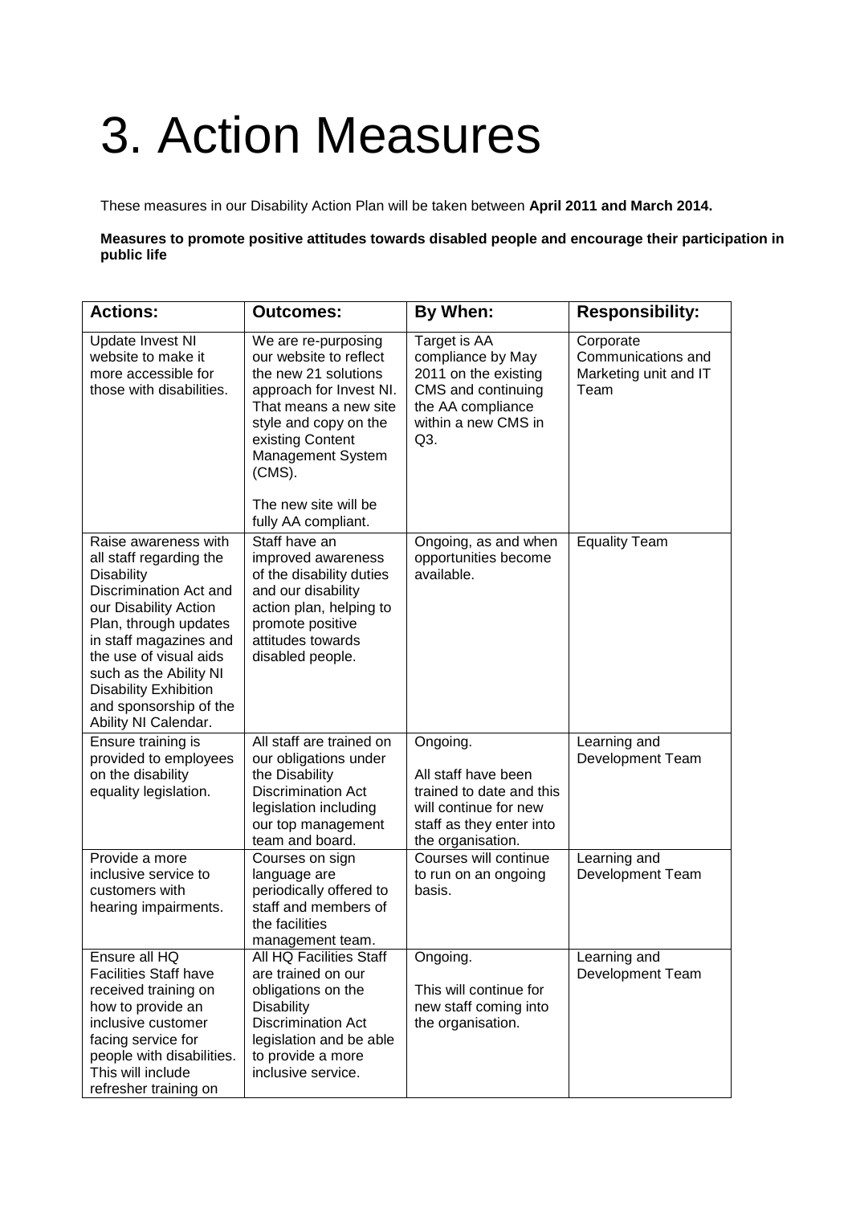# 3. Action Measures

These measures in our Disability Action Plan will be taken between **April 2011 and March 2014.**

**Measures to promote positive attitudes towards disabled people and encourage their participation in public life**

| Actions: | Outcomes: | By When: | Responsibility: |
|---|---|---|---|
| Update Invest NI website to make it more accessible for those with disabilities. | We are re-purposing our website to reflect the new 21 solutions approach for Invest NI. That means a new site style and copy on the existing Content Management System (CMS).<br><br>The new site will be fully AA compliant. | Target is AA compliance by May 2011 on the existing CMS and continuing the AA compliance within a new CMS in Q3. | Corporate Communications and Marketing unit and IT Team |
| Raise awareness with all staff regarding the Disability Discrimination Act and our Disability Action Plan, through updates in staff magazines and the use of visual aids such as the Ability NI Disability Exhibition and sponsorship of the Ability NI Calendar. | Staff have an improved awareness of the disability duties and our disability action plan, helping to promote positive attitudes towards disabled people. | Ongoing, as and when opportunities become available. | Equality Team |
| Ensure training is provided to employees on the disability equality legislation. | All staff are trained on our obligations under the Disability Discrimination Act legislation including our top management team and board. | Ongoing.<br><br>All staff have been trained to date and this will continue for new staff as they enter into the organisation. | Learning and Development Team |
| Provide a more inclusive service to customers with hearing impairments. | Courses on sign language are periodically offered to staff and members of the facilities management team. | Courses will continue to run on an ongoing basis. | Learning and Development Team |
| Ensure all HQ Facilities Staff have received training on how to provide an inclusive customer facing service for people with disabilities. This will include refresher training on | All HQ Facilities Staff are trained on our obligations on the Disability Discrimination Act legislation and be able to provide a more inclusive service. | Ongoing.<br><br>This will continue for new staff coming into the organisation. | Learning and Development Team |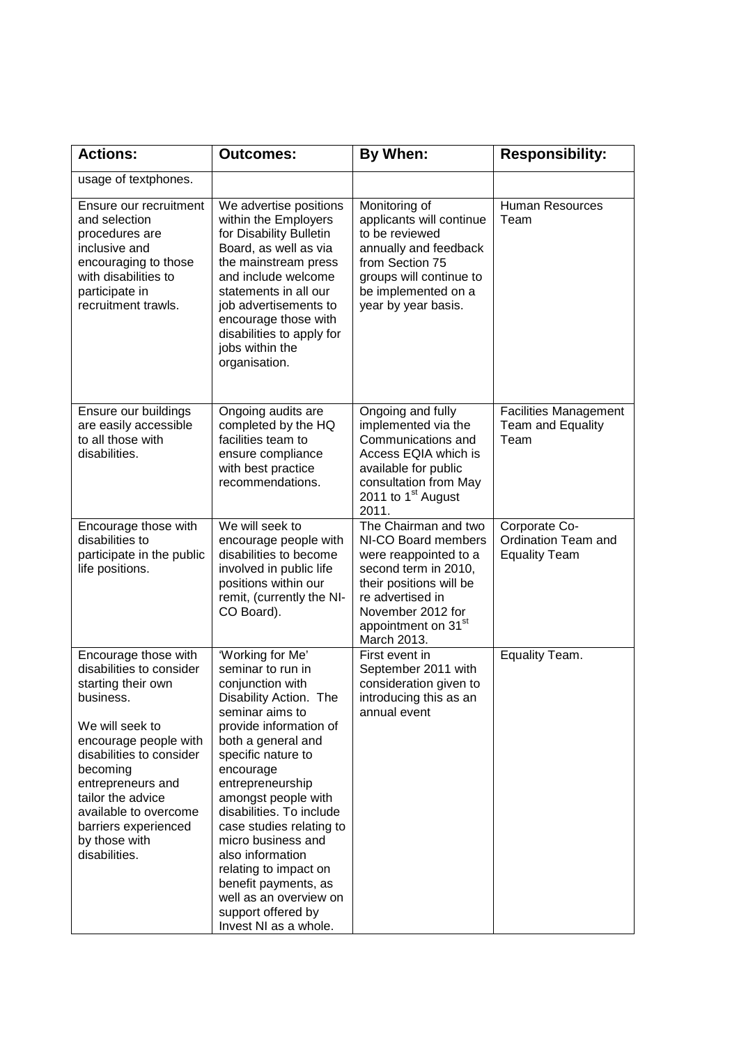| Actions: | Outcomes: | By When: | Responsibility: |
| --- | --- | --- | --- |
| usage of textphones. | | | |
| Ensure our recruitment and selection procedures are inclusive and encouraging to those with disabilities to participate in recruitment trawls. | We advertise positions within the Employers for Disability Bulletin Board, as well as via the mainstream press and include welcome statements in all our job advertisements to encourage those with disabilities to apply for jobs within the organisation. | Monitoring of applicants will continue to be reviewed annually and feedback from Section 75 groups will continue to be implemented on a year by year basis. | Human Resources Team |
| Ensure our buildings are easily accessible to all those with disabilities. | Ongoing audits are completed by the HQ facilities team to ensure compliance with best practice recommendations. | Ongoing and fully implemented via the Communications and Access EQIA which is available for public consultation from May 2011 to 1st August 2011. | Facilities Management Team and Equality Team |
| Encourage those with disabilities to participate in the public life positions. | We will seek to encourage people with disabilities to become involved in public life positions within our remit, (currently the NI-CO Board). | The Chairman and two NI-CO Board members were reappointed to a second term in 2010, their positions will be re advertised in November 2012 for appointment on 31st March 2013. | Corporate Co-Ordination Team and Equality Team |
| Encourage those with disabilities to consider starting their own business.<br><br>We will seek to encourage people with disabilities to consider becoming entrepreneurs and tailor the advice available to overcome barriers experienced by those with disabilities. | 'Working for Me' seminar to run in conjunction with Disability Action. The seminar aims to provide information of both a general and specific nature to encourage entrepreneurship amongst people with disabilities. To include case studies relating to micro business and also information relating to impact on benefit payments, as well as an overview on support offered by Invest NI as a whole. | First event in September 2011 with consideration given to introducing this as an annual event | Equality Team. |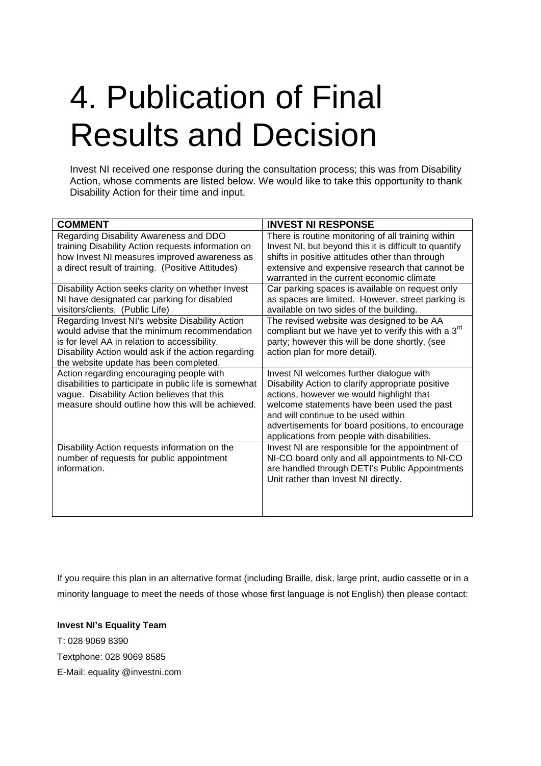# 4. Publication of Final Results and Decision

Invest NI received one response during the consultation process; this was from Disability Action, whose comments are listed below. We would like to take this opportunity to thank Disability Action for their time and input.

| COMMENT | INVEST NI RESPONSE |
|---|---|
| Regarding Disability Awareness and DDO training Disability Action requests information on how Invest NI measures improved awareness as a direct result of training. (Positive Attitudes) | There is routine monitoring of all training within Invest NI, but beyond this it is difficult to quantify shifts in positive attitudes other than through extensive and expensive research that cannot be warranted in the current economic climate |
| Disability Action seeks clarity on whether Invest NI have designated car parking for disabled visitors/clients. (Public Life) | Car parking spaces is available on request only as spaces are limited. However, street parking is available on two sides of the building. |
| Regarding Invest NI's website Disability Action would advise that the minimum recommendation is for level AA in relation to accessibility. Disability Action would ask if the action regarding the website update has been completed. | The revised website was designed to be AA compliant but we have yet to verify this with a 3rd party; however this will be done shortly, (see action plan for more detail). |
| Action regarding encouraging people with disabilities to participate in public life is somewhat vague. Disability Action believes that this measure should outline how this will be achieved. | Invest NI welcomes further dialogue with Disability Action to clarify appropriate positive actions, however we would highlight that welcome statements have been used the past and will continue to be used within advertisements for board positions, to encourage applications from people with disabilities. |
| Disability Action requests information on the number of requests for public appointment information. | Invest NI are responsible for the appointment of NI-CO board only and all appointments to NI-CO are handled through DETI's Public Appointments Unit rather than Invest NI directly. |

If you require this plan in an alternative format (including Braille, disk, large print, audio cassette or in a minority language to meet the needs of those whose first language is not English) then please contact:

**Invest NI's Equality Team**

T: 028 9069 8390

Textphone: 028 9069 8585

E-Mail: equality @investni.com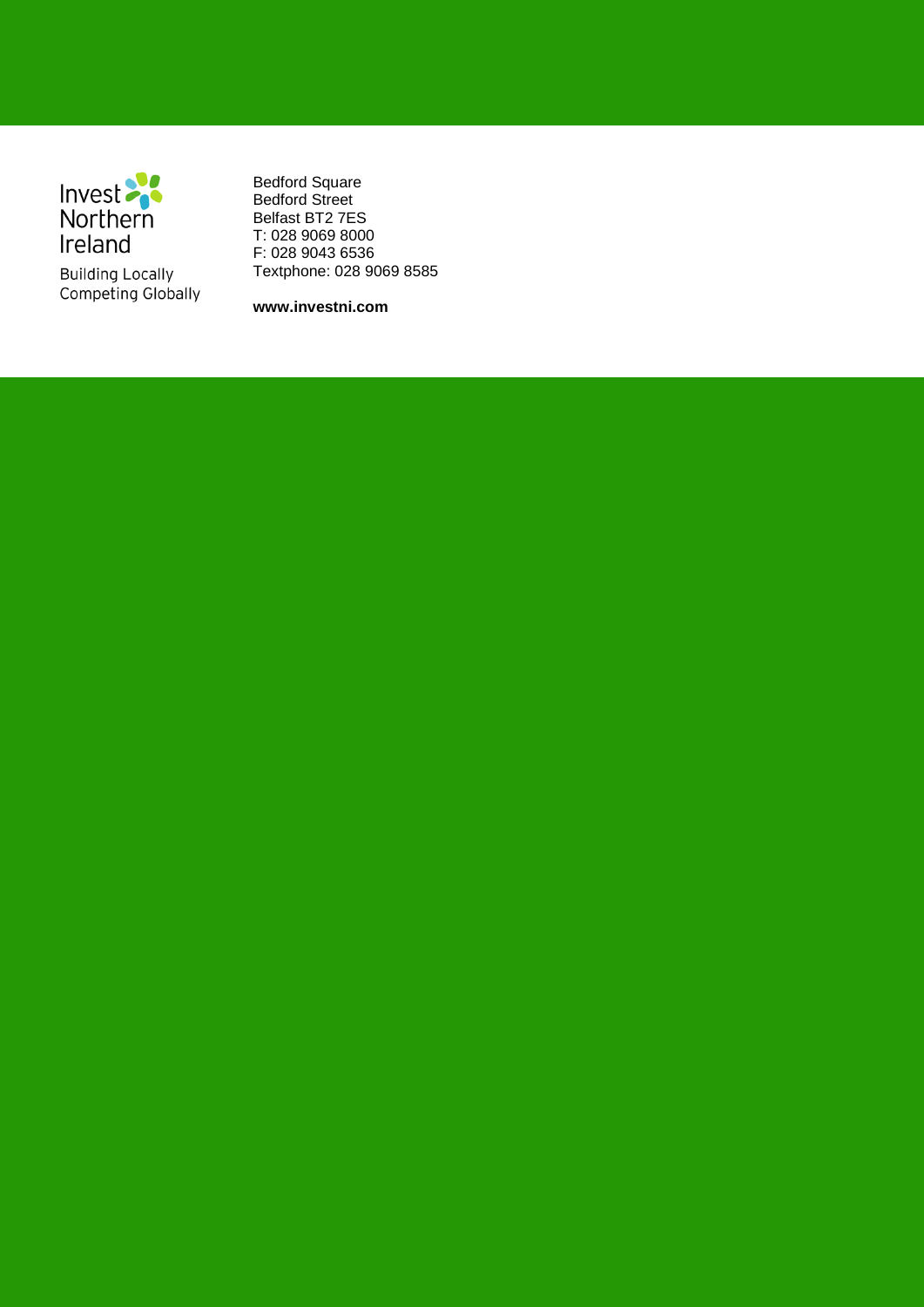Invest Northern Ireland

Building Locally
Competing Globally

Bedford Square
Bedford Street
Belfast BT2 7ES
T: 028 9069 8000
F: 028 9043 6536
Textphone: 028 9069 8585

**www.investni.com**